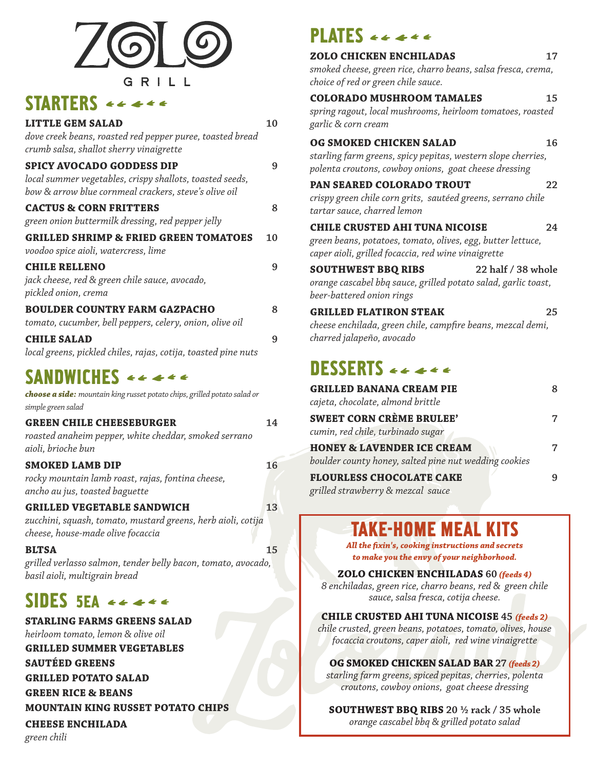# ZOLO GRILL

## STARTERS

**LITTLE GEM SALAD** 10
*dove creek beans, roasted red pepper puree, toasted bread crumb salsa, shallot sherry vinaigrette*

**SPICY AVOCADO GODDESS DIP** 9
*local summer vegetables, crispy shallots, toasted seeds, bow & arrow blue cornmeal crackers, steve's olive oil*

**CACTUS & CORN FRITTERS** 8
*green onion buttermilk dressing, red pepper jelly*

**GRILLED SHRIMP & FRIED GREEN TOMATOES** 10
*voodoo spice aioli, watercress, lime*

**CHILE RELLENO** 9
*jack cheese, red & green chile sauce, avocado, pickled onion, crema*

**BOULDER COUNTRY FARM GAZPACHO** 8
*tomato, cucumber, bell peppers, celery, onion, olive oil*

**CHILE SALAD** 9
*local greens, pickled chiles, rajas, cotija, toasted pine nuts*

## SANDWICHES

***choose a side:*** *mountain king russet potato chips, grilled potato salad or simple green salad*

**GREEN CHILE CHEESEBURGER** 14
*roasted anaheim pepper, white cheddar, smoked serrano aioli, brioche bun*

**SMOKED LAMB DIP** 16
*rocky mountain lamb roast, rajas, fontina cheese, ancho au jus, toasted baguette*

**GRILLED VEGETABLE SANDWICH** 13
*zucchini, squash, tomato, mustard greens, herb aioli, cotija cheese, house-made olive focaccia*

**BLTSA** 15
*grilled verlasso salmon, tender belly bacon, tomato, avocado, basil aioli, multigrain bread*

## SIDES 5EA

**STARLING FARMS GREENS SALAD**
*heirloom tomato, lemon & olive oil*

**GRILLED SUMMER VEGETABLES**

**SAUTÉED GREENS**

**GRILLED POTATO SALAD**

**GREEN RICE & BEANS**

**MOUNTAIN KING RUSSET POTATO CHIPS**

**CHEESE ENCHILADA**
*green chili*

## PLATES

**ZOLO CHICKEN ENCHILADAS** 17
*smoked cheese, green rice, charro beans, salsa fresca, crema, choice of red or green chile sauce.*

**COLORADO MUSHROOM TAMALES** 15
*spring ragout, local mushrooms, heirloom tomatoes, roasted garlic & corn cream*

**OG SMOKED CHICKEN SALAD** 16
*starling farm greens, spicy pepitas, western slope cherries, polenta croutons, cowboy onions, goat cheese dressing*

**PAN SEARED COLORADO TROUT** 22
*crispy green chile corn grits, sautéed greens, serrano chile tartar sauce, charred lemon*

**CHILE CRUSTED AHI TUNA NICOISE** 24
*green beans, potatoes, tomato, olives, egg, butter lettuce, caper aioli, grilled focaccia, red wine vinaigrette*

**SOUTHWEST BBQ RIBS** 22 half / 38 whole
*orange cascabel bbq sauce, grilled potato salad, garlic toast, beer-battered onion rings*

**GRILLED FLATIRON STEAK** 25
*cheese enchilada, green chile, campfire beans, mezcal demi, charred jalapeño, avocado*

## DESSERTS

**GRILLED BANANA CREAM PIE** 8
*cajeta, chocolate, almond brittle*

**SWEET CORN CRÈME BRULEE'** 7
*cumin, red chile, turbinado sugar*

**HONEY & LAVENDER ICE CREAM** 7
*boulder county honey, salted pine nut wedding cookies*

**FLOURLESS CHOCOLATE CAKE** 9
*grilled strawberry & mezcal sauce*

## TAKE-HOME MEAL KITS

***All the fixin's, cooking instructions and secrets to make you the envy of your neighborhood.***

**ZOLO CHICKEN ENCHILADAS** 60 ***(feeds 4)***
*8 enchiladas, green rice, charro beans, red & green chile sauce, salsa fresca, cotija cheese.*

**CHILE CRUSTED AHI TUNA NICOISE** 45 ***(feeds 2)***
*chile crusted, green beans, potatoes, tomato, olives, house focaccia croutons, caper aioli, red wine vinaigrette*

**OG SMOKED CHICKEN SALAD BAR** 27 ***(feeds 2)***
*starling farm greens, spiced pepitas, cherries, polenta croutons, cowboy onions, goat cheese dressing*

**SOUTHWEST BBQ RIBS** 20 ½ rack / 35 whole
*orange cascabel bbq & grilled potato salad*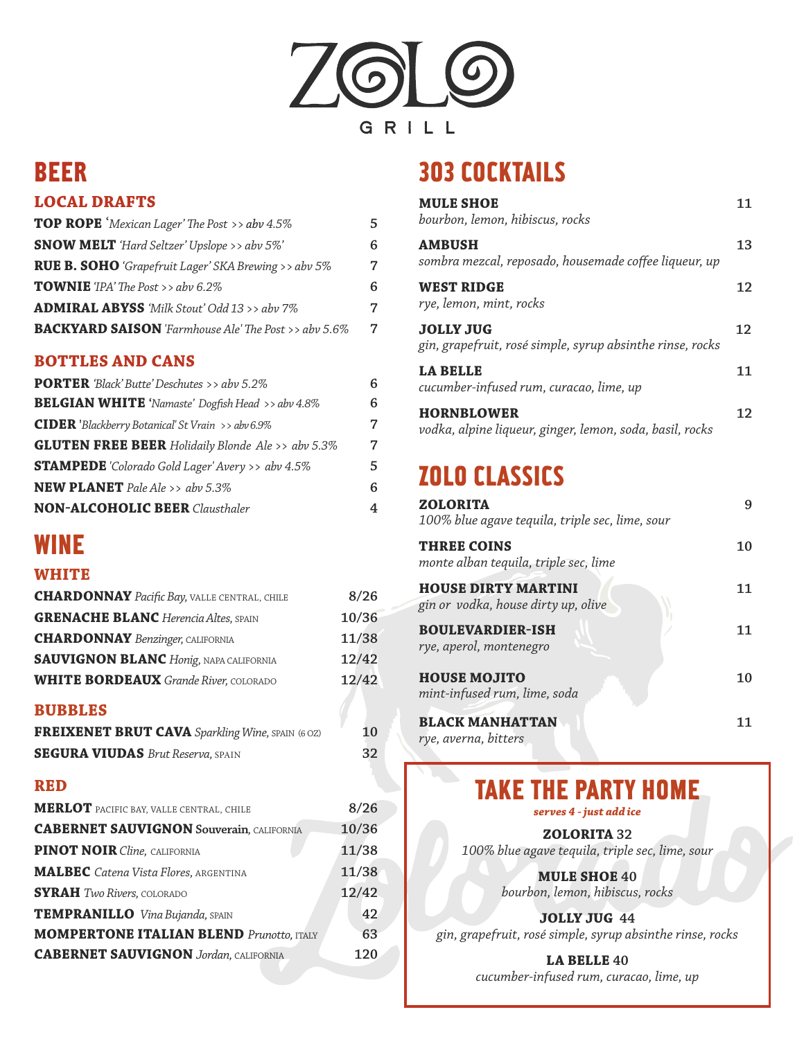# ZOLO GRILL

## BEER

### LOCAL DRAFTS

**TOP ROPE** *'Mexican Lager' The Post >> abv 4.5%* 5

**SNOW MELT** *'Hard Seltzer' Upslope >> abv 5%'* 6

**RUE B. SOHO** *'Grapefruit Lager' SKA Brewing >> abv 5%* 7

**TOWNIE** *'IPA' The Post >> abv 6.2%* 6

**ADMIRAL ABYSS** *'Milk Stout' Odd 13 >> abv 7%* 7

**BACKYARD SAISON** *'Farmhouse Ale' The Post >> abv 5.6%* 7

### BOTTLES AND CANS

**PORTER** *'Black' Butte' Deschutes >> abv 5.2%* 6

**BELGIAN WHITE** *'Namaste' Dogfish Head >> abv 4.8%* 6

**CIDER** *'Blackberry Botanical' St Vrain >> abv 6.9%* 7

**GLUTEN FREE BEER** *Holidaily Blonde Ale >> abv 5.3%* 7

**STAMPEDE** *'Colorado Gold Lager' Avery >> abv 4.5%* 5

**NEW PLANET** *Pale Ale >> abv 5.3%* 6

**NON-ALCOHOLIC BEER** *Clausthaler* 4

## WINE

### WHITE

**CHARDONNAY** *Pacific Bay,* VALLE CENTRAL, CHILE 8/26

**GRENACHE BLANC** *Herencia Altes,* SPAIN 10/36

**CHARDONNAY** *Benzinger,* CALIFORNIA 11/38

**SAUVIGNON BLANC** *Honig,* NAPA CALIFORNIA 12/42

**WHITE BORDEAUX** *Grande River,* COLORADO 12/42

### BUBBLES

**FREIXENET BRUT CAVA** *Sparkling Wine,* SPAIN (6 OZ) 10

**SEGURA VIUDAS** *Brut Reserva,* SPAIN 32

### RED

**MERLOT** PACIFIC BAY, VALLE CENTRAL, CHILE 8/26

**CABERNET SAUVIGNON** **Souverain**, CALIFORNIA 10/36

**PINOT NOIR** *Cline,* CALIFORNIA 11/38

**MALBEC** *Catena Vista Flores,* ARGENTINA 11/38

**SYRAH** *Two Rivers,* COLORADO 12/42

**TEMPRANILLO** *Vina Bujanda,* SPAIN 42

**MOMPERTONE ITALIAN BLEND** *Prunotto,* ITALY 63

**CABERNET SAUVIGNON** *Jordan,* CALIFORNIA 120

## 303 COCKTAILS

**MULE SHOE** 11
*bourbon, lemon, hibiscus, rocks*

**AMBUSH** 13
*sombra mezcal, reposado, housemade coffee liqueur, up*

**WEST RIDGE** 12
*rye, lemon, mint, rocks*

**JOLLY JUG** 12
*gin, grapefruit, rosé simple, syrup absinthe rinse, rocks*

**LA BELLE** 11
*cucumber-infused rum, curacao, lime, up*

**HORNBLOWER** 12
*vodka, alpine liqueur, ginger, lemon, soda, basil, rocks*

## ZOLO CLASSICS

**ZOLORITA** 9
*100% blue agave tequila, triple sec, lime, sour*

**THREE COINS** 10
*monte alban tequila, triple sec, lime*

**HOUSE DIRTY MARTINI** 11
*gin or vodka, house dirty up, olive*

**BOULEVARDIER-ISH** 11
*rye, aperol, montenegro*

**HOUSE MOJITO** 10
*mint-infused rum, lime, soda*

**BLACK MANHATTAN** 11
*rye, averna, bitters*

## TAKE THE PARTY HOME

*serves 4 - just add ice*

**ZOLORITA** 32
*100% blue agave tequila, triple sec, lime, sour*

**MULE SHOE** 40
*bourbon, lemon, hibiscus, rocks*

**JOLLY JUG** 44
*gin, grapefruit, rosé simple, syrup absinthe rinse, rocks*

**LA BELLE** 40
*cucumber-infused rum, curacao, lime, up*